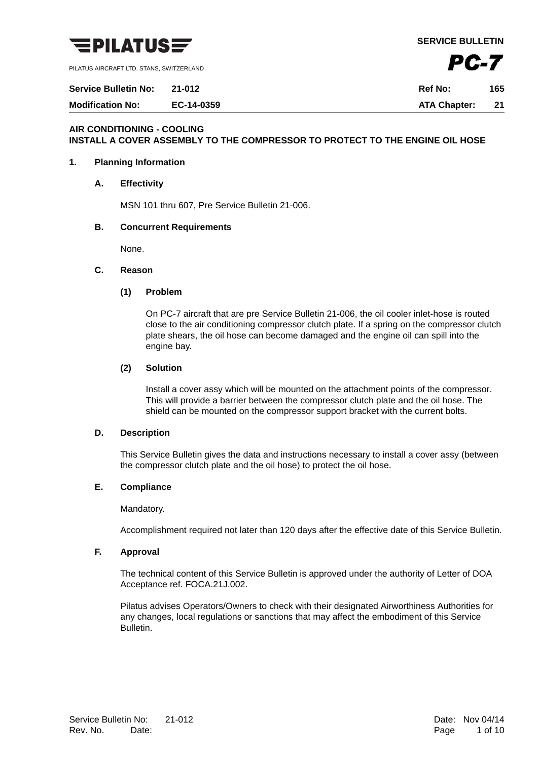**PILATUS**

PILATUS AIRCRAFT LTD. STANS, SWITZERLAND

**SERVICE BULLETIN**

***PC-7***

| **Service Bulletin No:** | **21-012** | **Ref No:** | **165** |
|---|---|---|---|
| **Modification No:** | **EC-14-0359** | **ATA Chapter:** | **21** |

**AIR CONDITIONING - COOLING**
**INSTALL A COVER ASSEMBLY TO THE COMPRESSOR TO PROTECT TO THE ENGINE OIL HOSE**

## 1. Planning Information

### A. Effectivity

MSN 101 thru 607, Pre Service Bulletin 21-006.

### B. Concurrent Requirements

None.

### C. Reason

#### (1) Problem

On PC-7 aircraft that are pre Service Bulletin 21-006, the oil cooler inlet-hose is routed close to the air conditioning compressor clutch plate. If a spring on the compressor clutch plate shears, the oil hose can become damaged and the engine oil can spill into the engine bay.

#### (2) Solution

Install a cover assy which will be mounted on the attachment points of the compressor. This will provide a barrier between the compressor clutch plate and the oil hose. The shield can be mounted on the compressor support bracket with the current bolts.

### D. Description

This Service Bulletin gives the data and instructions necessary to install a cover assy (between the compressor clutch plate and the oil hose) to protect the oil hose.

### E. Compliance

Mandatory.

Accomplishment required not later than 120 days after the effective date of this Service Bulletin.

### F. Approval

The technical content of this Service Bulletin is approved under the authority of Letter of DOA Acceptance ref. FOCA.21J.002.

Pilatus advises Operators/Owners to check with their designated Airworthiness Authorities for any changes, local regulations or sanctions that may affect the embodiment of this Service Bulletin.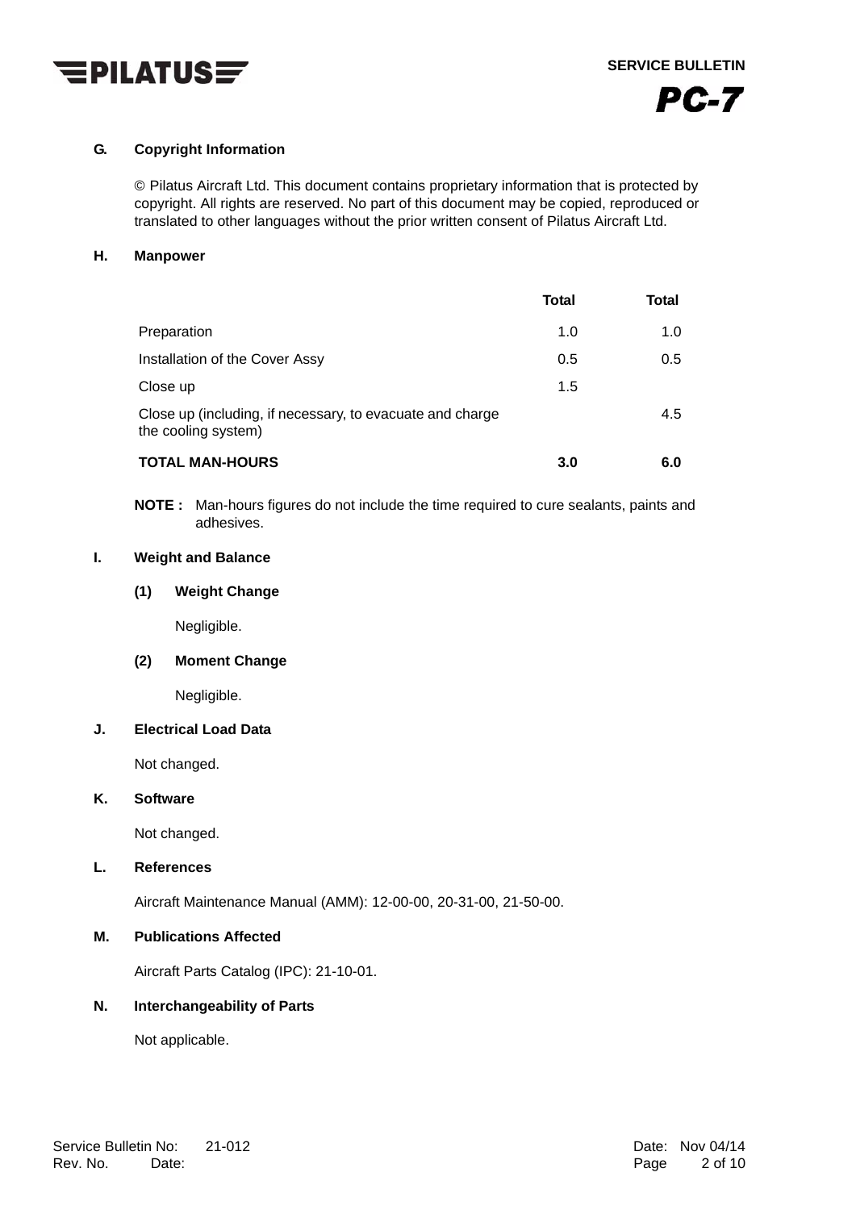**G. Copyright Information**

© Pilatus Aircraft Ltd. This document contains proprietary information that is protected by copyright. All rights are reserved. No part of this document may be copied, reproduced or translated to other languages without the prior written consent of Pilatus Aircraft Ltd.

**H. Manpower**

| | **Total** | **Total** |
|---|---|---|
| Preparation | 1.0 | 1.0 |
| Installation of the Cover Assy | 0.5 | 0.5 |
| Close up | 1.5 | |
| Close up (including, if necessary, to evacuate and charge the cooling system) | | 4.5 |
| **TOTAL MAN-HOURS** | **3.0** | **6.0** |

**NOTE :** Man-hours figures do not include the time required to cure sealants, paints and adhesives.

**I. Weight and Balance**

**(1) Weight Change**

Negligible.

**(2) Moment Change**

Negligible.

**J. Electrical Load Data**

Not changed.

**K. Software**

Not changed.

**L. References**

Aircraft Maintenance Manual (AMM): 12-00-00, 20-31-00, 21-50-00.

**M. Publications Affected**

Aircraft Parts Catalog (IPC): 21-10-01.

**N. Interchangeability of Parts**

Not applicable.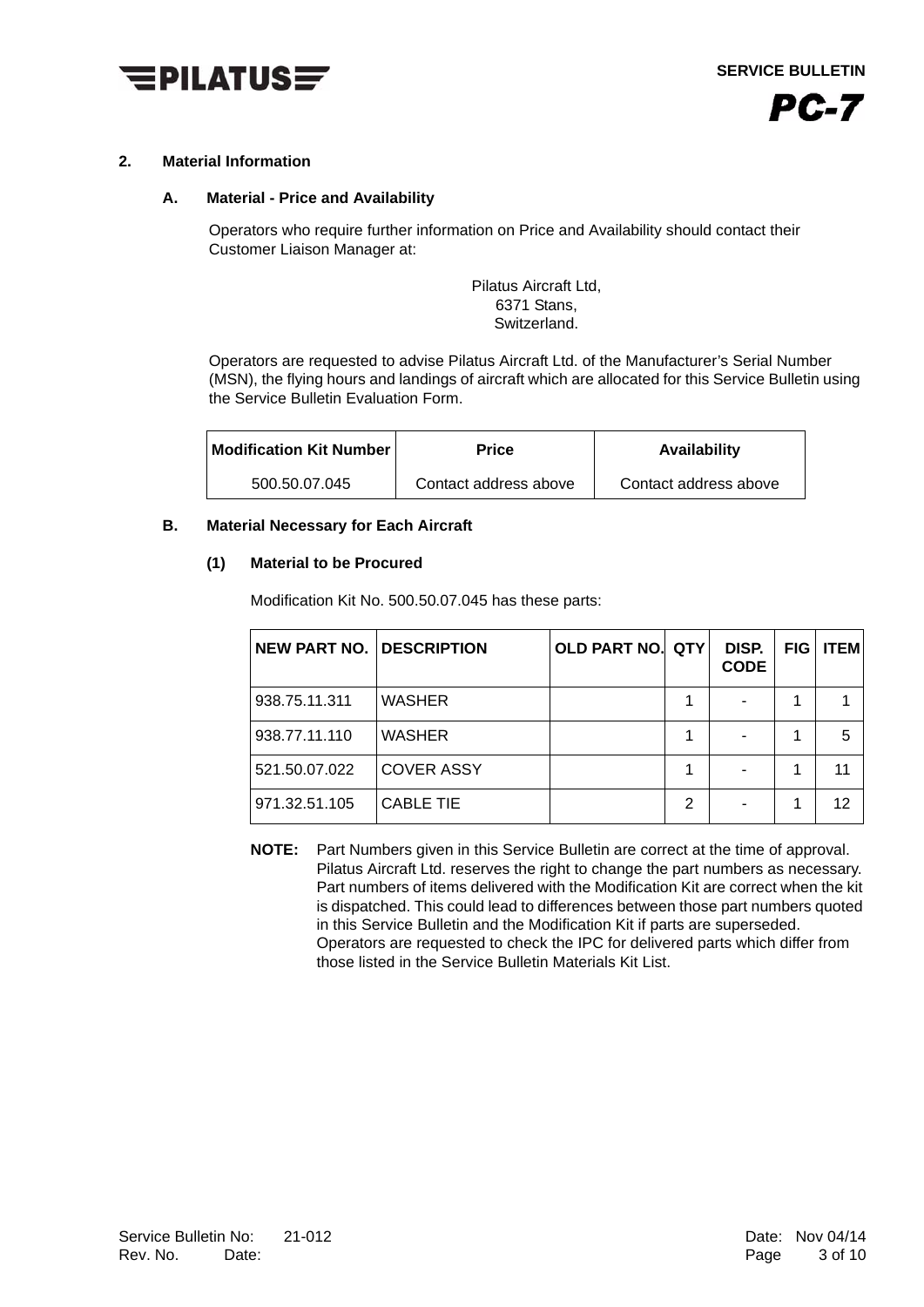## 2. Material Information

### A. Material - Price and Availability

Operators who require further information on Price and Availability should contact their Customer Liaison Manager at:

Pilatus Aircraft Ltd,
6371 Stans,
Switzerland.

Operators are requested to advise Pilatus Aircraft Ltd. of the Manufacturer's Serial Number (MSN), the flying hours and landings of aircraft which are allocated for this Service Bulletin using the Service Bulletin Evaluation Form.

| Modification Kit Number | Price | Availability |
|---|---|---|
| 500.50.07.045 | Contact address above | Contact address above |

### B. Material Necessary for Each Aircraft

#### (1) Material to be Procured

Modification Kit No. 500.50.07.045 has these parts:

| NEW PART NO. | DESCRIPTION | OLD PART NO. | QTY | DISP. CODE | FIG | ITEM |
|---|---|---|---|---|---|---|
| 938.75.11.311 | WASHER | | 1 | - | 1 | 1 |
| 938.77.11.110 | WASHER | | 1 | - | 1 | 5 |
| 521.50.07.022 | COVER ASSY | | 1 | - | 1 | 11 |
| 971.32.51.105 | CABLE TIE | | 2 | - | 1 | 12 |

**NOTE:** Part Numbers given in this Service Bulletin are correct at the time of approval. Pilatus Aircraft Ltd. reserves the right to change the part numbers as necessary. Part numbers of items delivered with the Modification Kit are correct when the kit is dispatched. This could lead to differences between those part numbers quoted in this Service Bulletin and the Modification Kit if parts are superseded. Operators are requested to check the IPC for delivered parts which differ from those listed in the Service Bulletin Materials Kit List.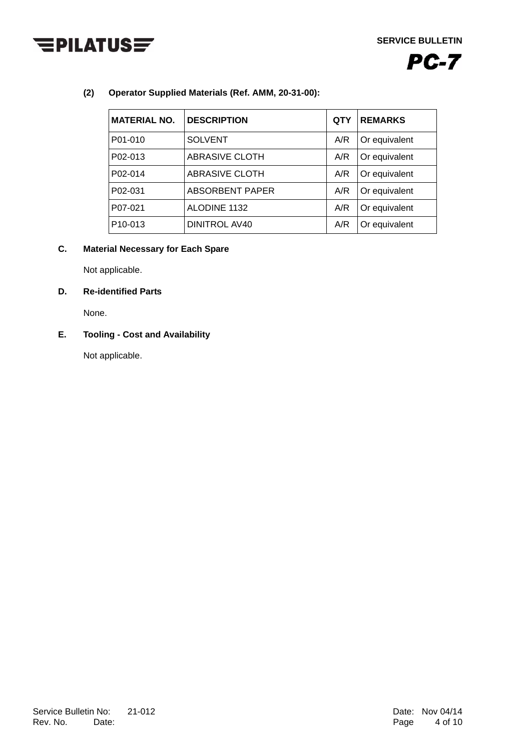**(2) Operator Supplied Materials (Ref. AMM, 20-31-00):**

| MATERIAL NO. | DESCRIPTION | QTY | REMARKS |
|---|---|---|---|
| P01-010 | SOLVENT | A/R | Or equivalent |
| P02-013 | ABRASIVE CLOTH | A/R | Or equivalent |
| P02-014 | ABRASIVE CLOTH | A/R | Or equivalent |
| P02-031 | ABSORBENT PAPER | A/R | Or equivalent |
| P07-021 | ALODINE 1132 | A/R | Or equivalent |
| P10-013 | DINITROL AV40 | A/R | Or equivalent |

**C. Material Necessary for Each Spare**

Not applicable.

**D. Re-identified Parts**

None.

**E. Tooling - Cost and Availability**

Not applicable.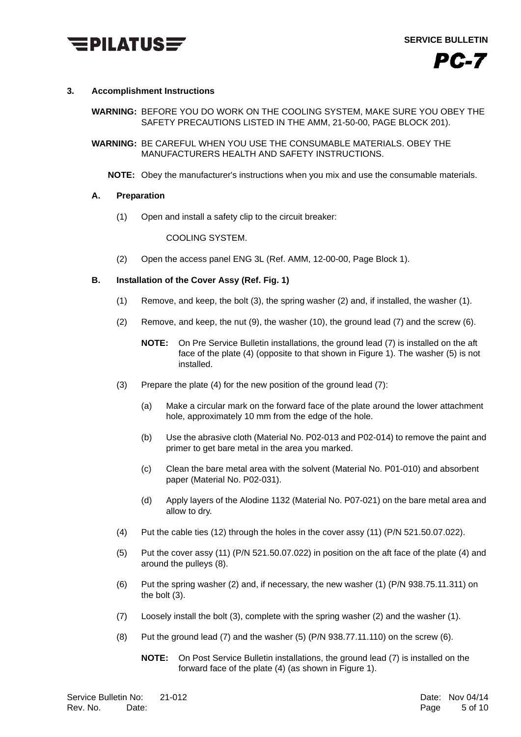## 3. Accomplishment Instructions

**WARNING:** BEFORE YOU DO WORK ON THE COOLING SYSTEM, MAKE SURE YOU OBEY THE SAFETY PRECAUTIONS LISTED IN THE AMM, 21-50-00, PAGE BLOCK 201).

**WARNING:** BE CAREFUL WHEN YOU USE THE CONSUMABLE MATERIALS. OBEY THE MANUFACTURERS HEALTH AND SAFETY INSTRUCTIONS.

**NOTE:** Obey the manufacturer's instructions when you mix and use the consumable materials.

### A. Preparation

(1) Open and install a safety clip to the circuit breaker:

COOLING SYSTEM.

(2) Open the access panel ENG 3L (Ref. AMM, 12-00-00, Page Block 1).

### B. Installation of the Cover Assy (Ref. Fig. 1)

(1) Remove, and keep, the bolt (3), the spring washer (2) and, if installed, the washer (1).

(2) Remove, and keep, the nut (9), the washer (10), the ground lead (7) and the screw (6).

**NOTE:** On Pre Service Bulletin installations, the ground lead (7) is installed on the aft face of the plate (4) (opposite to that shown in Figure 1). The washer (5) is not installed.

(3) Prepare the plate (4) for the new position of the ground lead (7):

(a) Make a circular mark on the forward face of the plate around the lower attachment hole, approximately 10 mm from the edge of the hole.

(b) Use the abrasive cloth (Material No. P02-013 and P02-014) to remove the paint and primer to get bare metal in the area you marked.

(c) Clean the bare metal area with the solvent (Material No. P01-010) and absorbent paper (Material No. P02-031).

(d) Apply layers of the Alodine 1132 (Material No. P07-021) on the bare metal area and allow to dry.

(4) Put the cable ties (12) through the holes in the cover assy (11) (P/N 521.50.07.022).

(5) Put the cover assy (11) (P/N 521.50.07.022) in position on the aft face of the plate (4) and around the pulleys (8).

(6) Put the spring washer (2) and, if necessary, the new washer (1) (P/N 938.75.11.311) on the bolt (3).

(7) Loosely install the bolt (3), complete with the spring washer (2) and the washer (1).

(8) Put the ground lead (7) and the washer (5) (P/N 938.77.11.110) on the screw (6).

**NOTE:** On Post Service Bulletin installations, the ground lead (7) is installed on the forward face of the plate (4) (as shown in Figure 1).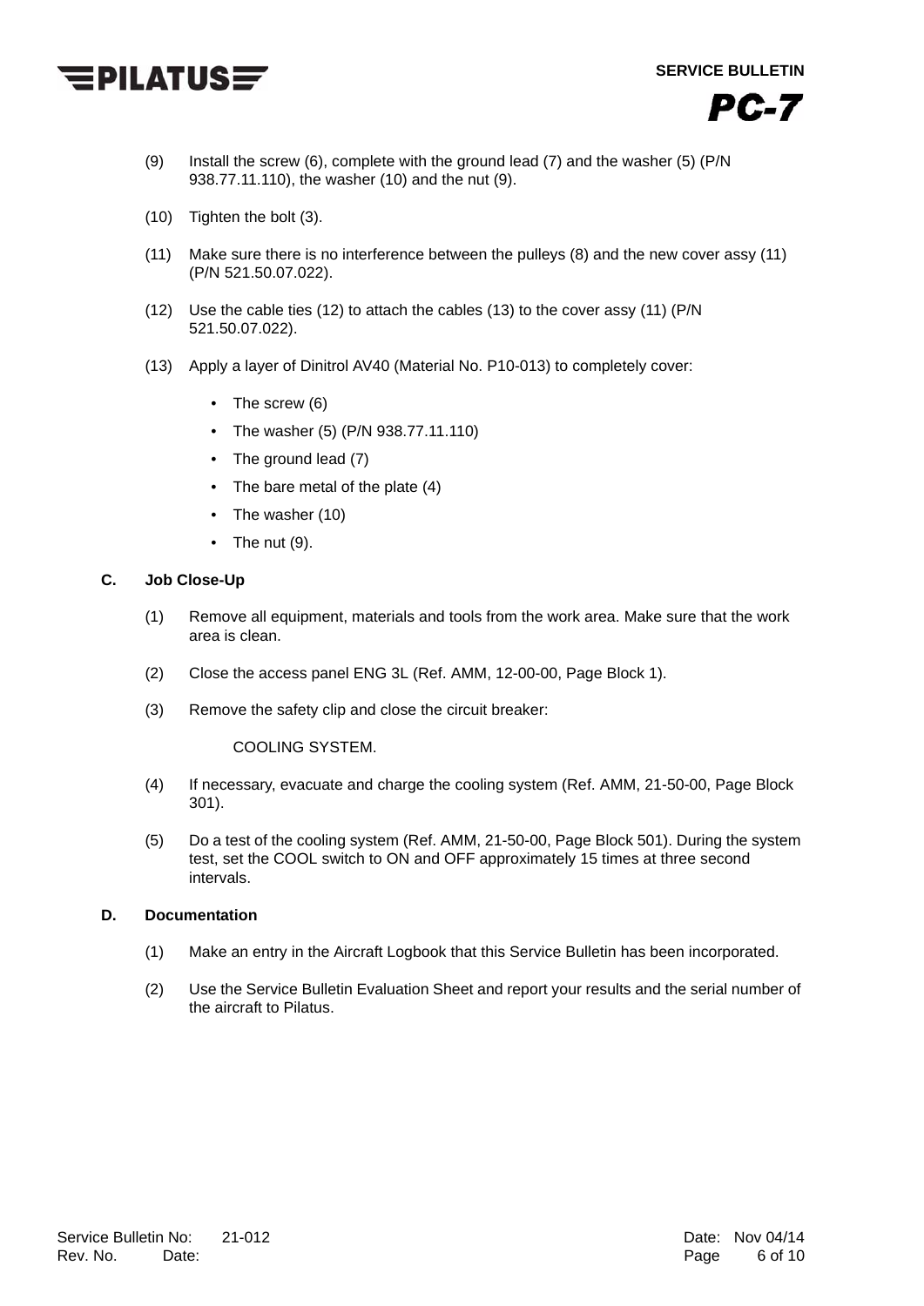(9) Install the screw (6), complete with the ground lead (7) and the washer (5) (P/N 938.77.11.110), the washer (10) and the nut (9).

(10) Tighten the bolt (3).

(11) Make sure there is no interference between the pulleys (8) and the new cover assy (11) (P/N 521.50.07.022).

(12) Use the cable ties (12) to attach the cables (13) to the cover assy (11) (P/N 521.50.07.022).

(13) Apply a layer of Dinitrol AV40 (Material No. P10-013) to completely cover:

- The screw (6)
- The washer (5) (P/N 938.77.11.110)
- The ground lead (7)
- The bare metal of the plate (4)
- The washer (10)
- The nut (9).

### C. Job Close-Up

(1) Remove all equipment, materials and tools from the work area. Make sure that the work area is clean.

(2) Close the access panel ENG 3L (Ref. AMM, 12-00-00, Page Block 1).

(3) Remove the safety clip and close the circuit breaker:

COOLING SYSTEM.

(4) If necessary, evacuate and charge the cooling system (Ref. AMM, 21-50-00, Page Block 301).

(5) Do a test of the cooling system (Ref. AMM, 21-50-00, Page Block 501). During the system test, set the COOL switch to ON and OFF approximately 15 times at three second intervals.

### D. Documentation

(1) Make an entry in the Aircraft Logbook that this Service Bulletin has been incorporated.

(2) Use the Service Bulletin Evaluation Sheet and report your results and the serial number of the aircraft to Pilatus.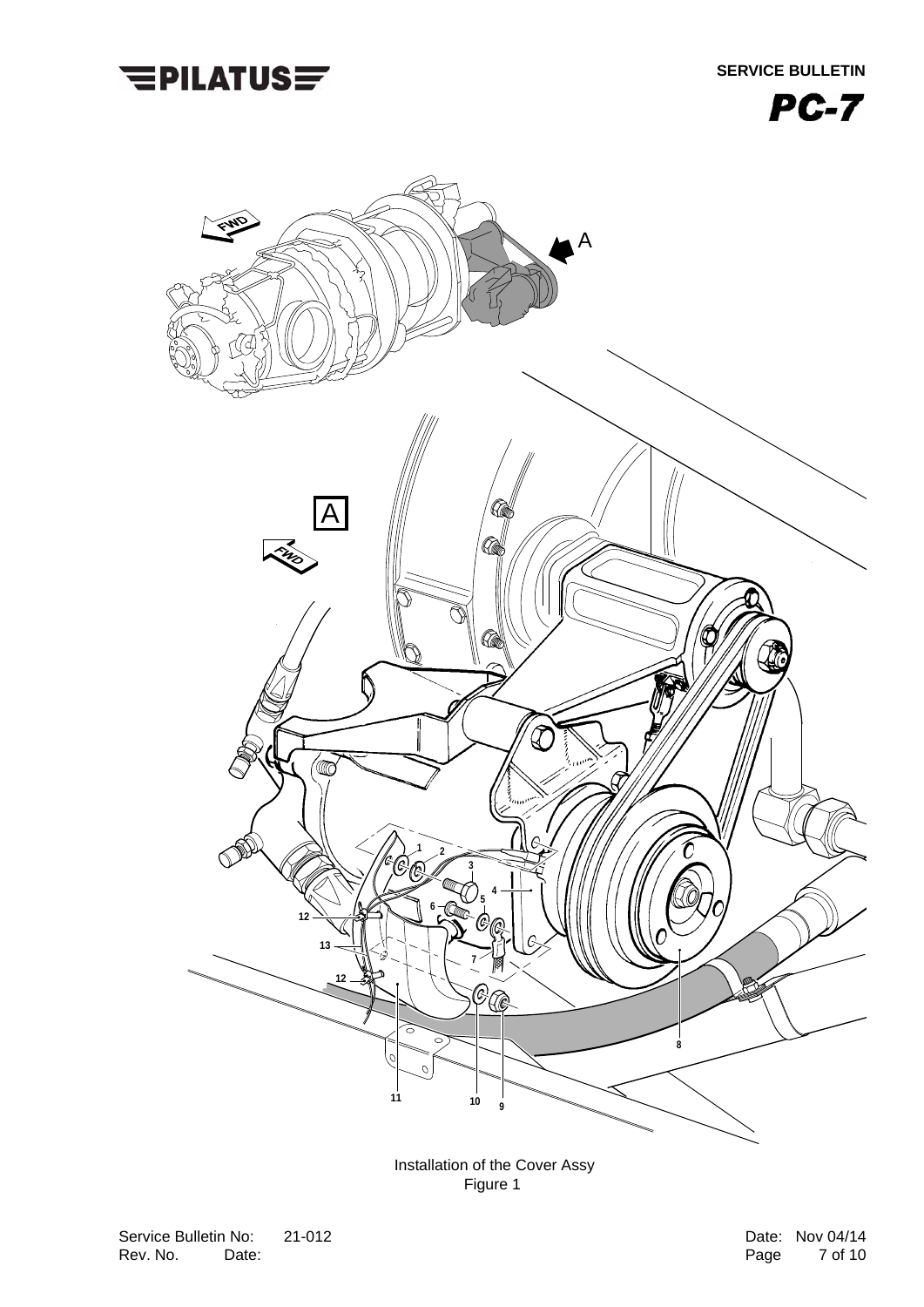Installation of the Cover Assy
Figure 1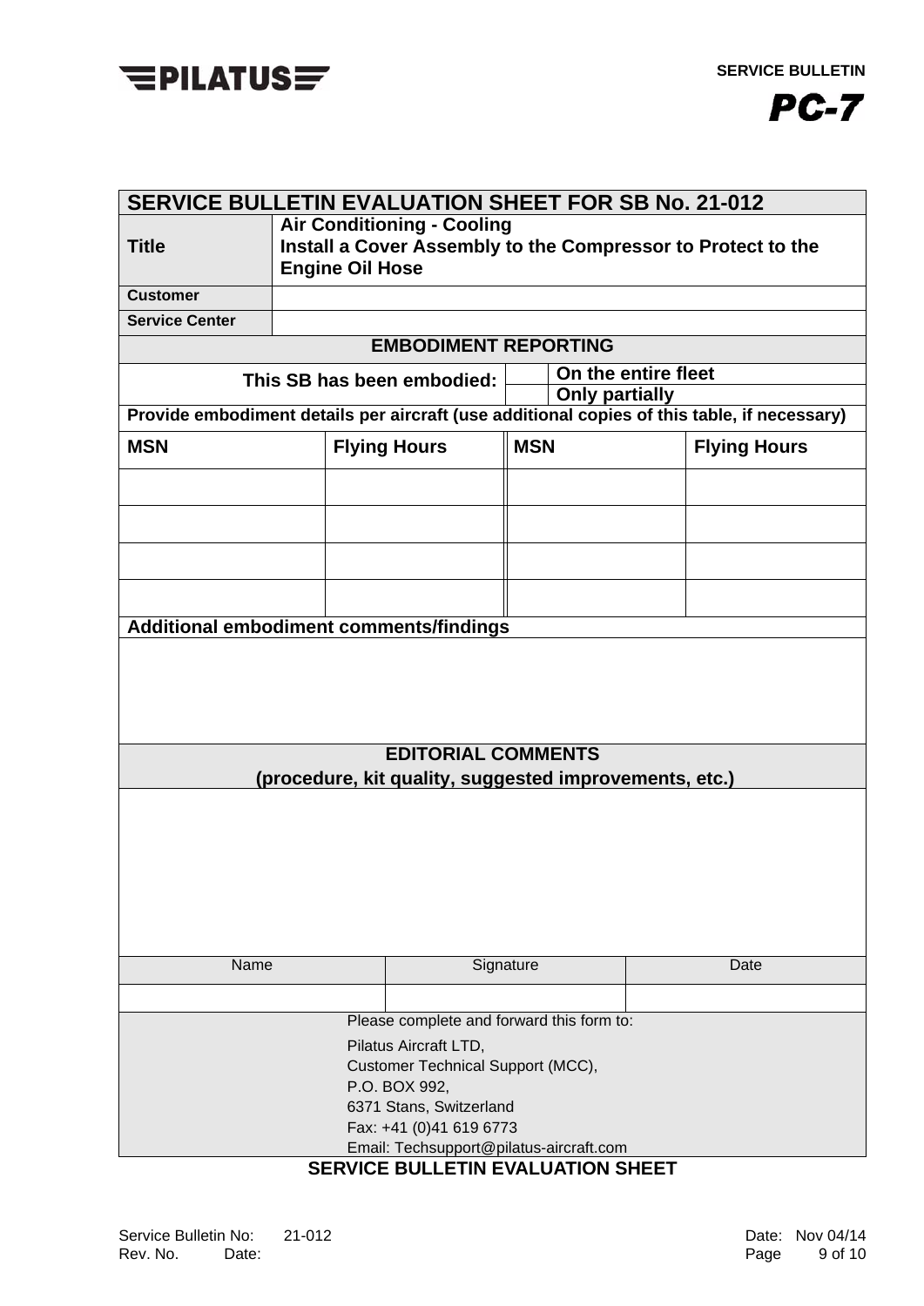## SERVICE BULLETIN EVALUATION SHEET FOR SB No. 21-012

| **Title** | **Air Conditioning - Cooling**<br>**Install a Cover Assembly to the Compressor to Protect to the Engine Oil Hose** |
|---|---|
| **Customer** | |
| **Service Center** | |

### EMBODIMENT REPORTING

| **This SB has been embodied:** | | **On the entire fleet** |
|---|---|---|
| | | **Only partially** |

**Provide embodiment details per aircraft (use additional copies of this table, if necessary)**

| **MSN** | **Flying Hours** | **MSN** | **Flying Hours** |
|---|---|---|---|
| | | | |
| | | | |
| | | | |
| | | | |

**Additional embodiment comments/findings**

### EDITORIAL COMMENTS
**(procedure, kit quality, suggested improvements, etc.)**

| Name | Signature | Date |
|---|---|---|
| | | |

Please complete and forward this form to:

Pilatus Aircraft LTD,
Customer Technical Support (MCC),
P.O. BOX 992,
6371 Stans, Switzerland
Fax: +41 (0)41 619 6773
Email: Techsupport@pilatus-aircraft.com

**SERVICE BULLETIN EVALUATION SHEET**